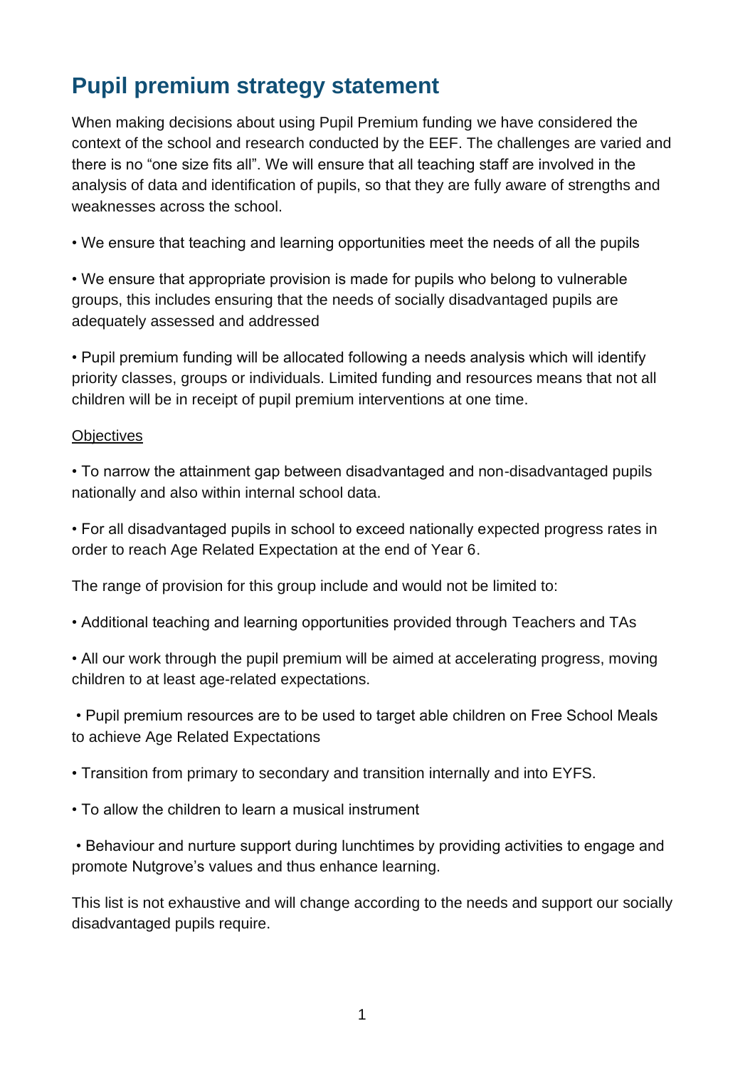# Pupil premium strategy statement

When making decisions about using Pupil Premium funding we have considered the context of the school and research conducted by the EEF. The challenges are varied and there is no "one size fits all". We will ensure that all teaching staff are involved in the analysis of data and identification of pupils, so that they are fully aware of strengths and weaknesses across the school.

• We ensure that teaching and learning opportunities meet the needs of all the pupils

• We ensure that appropriate provision is made for pupils who belong to vulnerable groups, this includes ensuring that the needs of socially disadvantaged pupils are adequately assessed and addressed

• Pupil premium funding will be allocated following a needs analysis which will identify priority classes, groups or individuals. Limited funding and resources means that not all children will be in receipt of pupil premium interventions at one time.

<u>Objectives</u>

• To narrow the attainment gap between disadvantaged and non-disadvantaged pupils nationally and also within internal school data.

• For all disadvantaged pupils in school to exceed nationally expected progress rates in order to reach Age Related Expectation at the end of Year 6.

The range of provision for this group include and would not be limited to:

• Additional teaching and learning opportunities provided through Teachers and TAs

• All our work through the pupil premium will be aimed at accelerating progress, moving children to at least age-related expectations.

• Pupil premium resources are to be used to target able children on Free School Meals to achieve Age Related Expectations

• Transition from primary to secondary and transition internally and into EYFS.

• To allow the children to learn a musical instrument

• Behaviour and nurture support during lunchtimes by providing activities to engage and promote Nutgrove's values and thus enhance learning.

This list is not exhaustive and will change according to the needs and support our socially disadvantaged pupils require.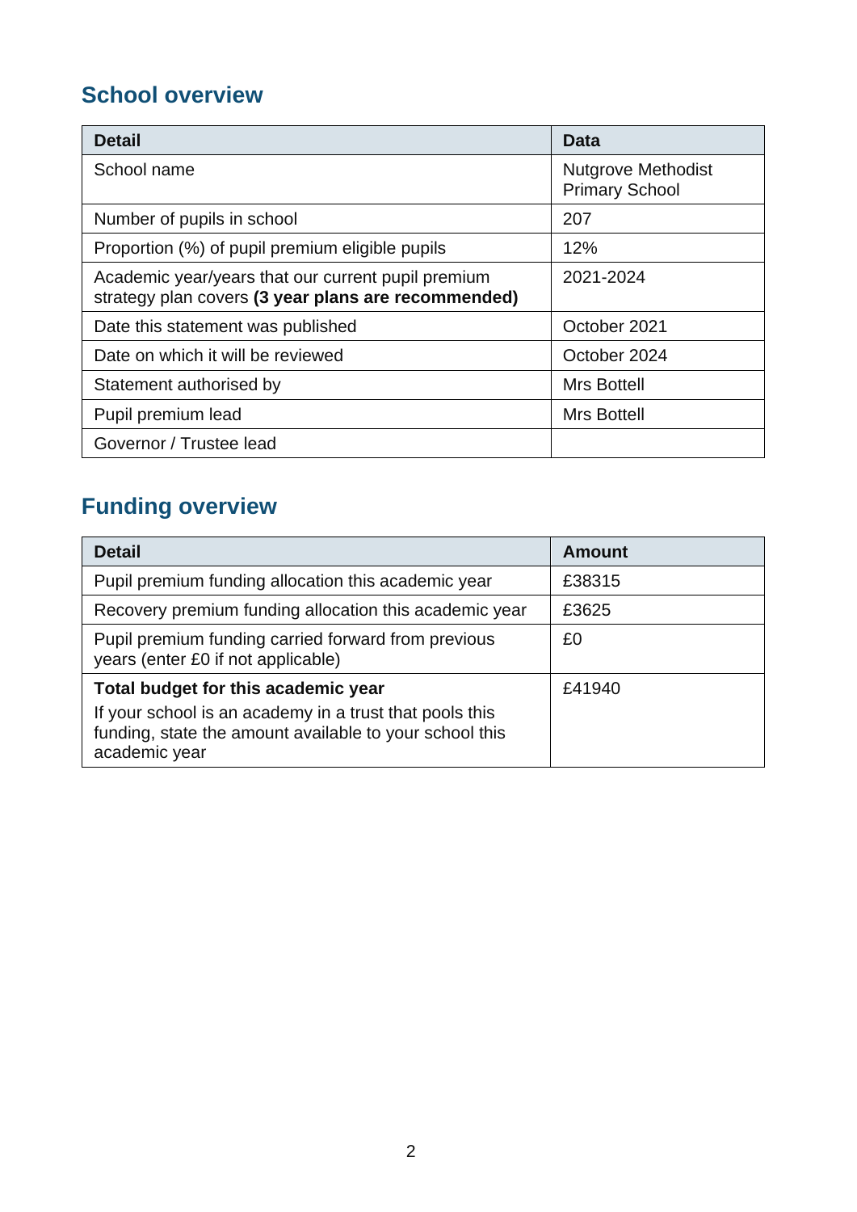## School overview

| Detail | Data |
| --- | --- |
| School name | Nutgrove Methodist Primary School |
| Number of pupils in school | 207 |
| Proportion (%) of pupil premium eligible pupils | 12% |
| Academic year/years that our current pupil premium strategy plan covers **(3 year plans are recommended)** | 2021-2024 |
| Date this statement was published | October 2021 |
| Date on which it will be reviewed | October 2024 |
| Statement authorised by | Mrs Bottell |
| Pupil premium lead | Mrs Bottell |
| Governor / Trustee lead | |

## Funding overview

| Detail | Amount |
| --- | --- |
| Pupil premium funding allocation this academic year | £38315 |
| Recovery premium funding allocation this academic year | £3625 |
| Pupil premium funding carried forward from previous years (enter £0 if not applicable) | £0 |
| **Total budget for this academic year**<br>If your school is an academy in a trust that pools this funding, state the amount available to your school this academic year | £41940 |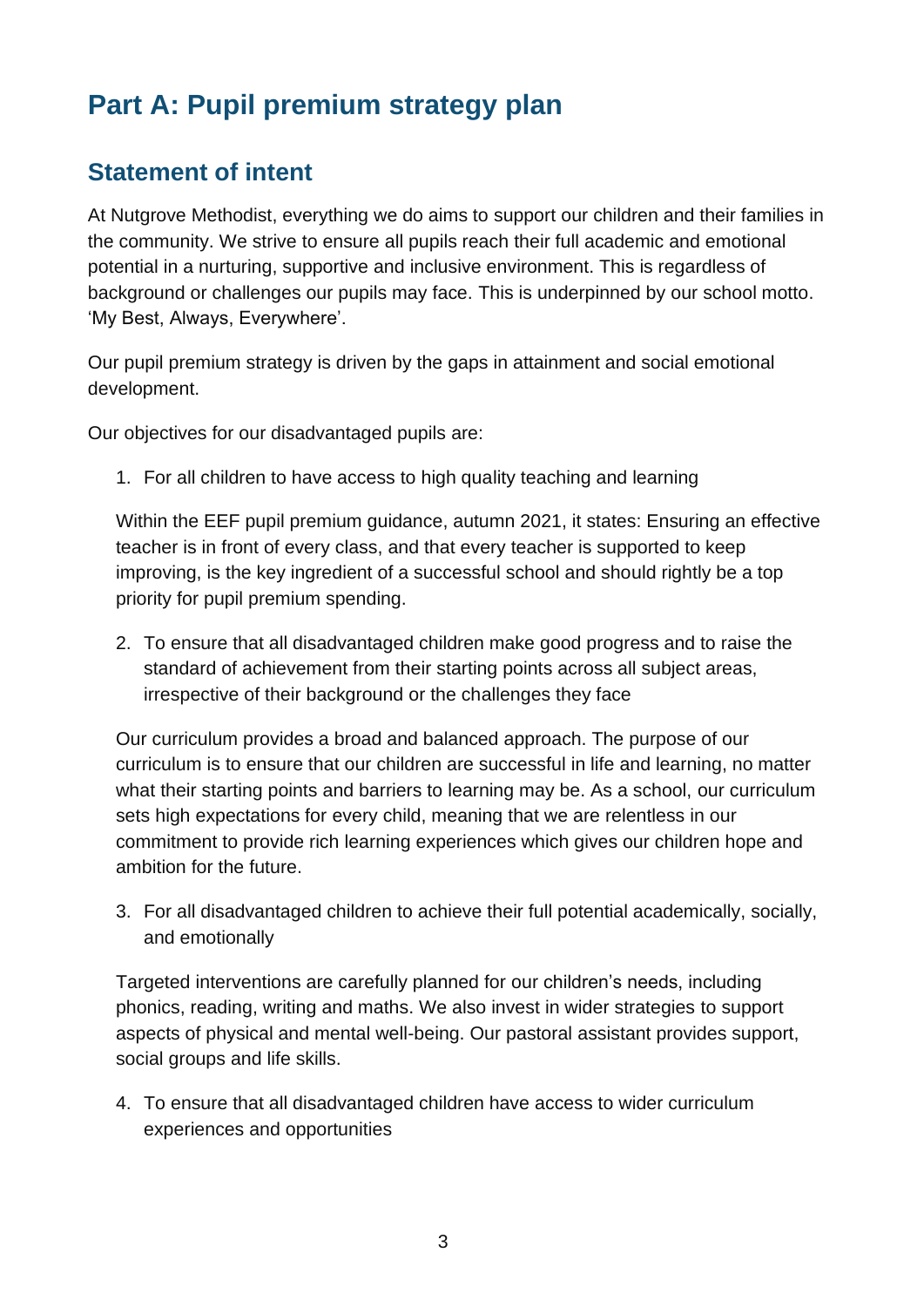# Part A: Pupil premium strategy plan

## Statement of intent

At Nutgrove Methodist, everything we do aims to support our children and their families in the community. We strive to ensure all pupils reach their full academic and emotional potential in a nurturing, supportive and inclusive environment. This is regardless of background or challenges our pupils may face. This is underpinned by our school motto. 'My Best, Always, Everywhere'.

Our pupil premium strategy is driven by the gaps in attainment and social emotional development.

Our objectives for our disadvantaged pupils are:

1. For all children to have access to high quality teaching and learning

   Within the EEF pupil premium guidance, autumn 2021, it states: Ensuring an effective teacher is in front of every class, and that every teacher is supported to keep improving, is the key ingredient of a successful school and should rightly be a top priority for pupil premium spending.

2. To ensure that all disadvantaged children make good progress and to raise the standard of achievement from their starting points across all subject areas, irrespective of their background or the challenges they face

   Our curriculum provides a broad and balanced approach. The purpose of our curriculum is to ensure that our children are successful in life and learning, no matter what their starting points and barriers to learning may be. As a school, our curriculum sets high expectations for every child, meaning that we are relentless in our commitment to provide rich learning experiences which gives our children hope and ambition for the future.

3. For all disadvantaged children to achieve their full potential academically, socially, and emotionally

   Targeted interventions are carefully planned for our children's needs, including phonics, reading, writing and maths. We also invest in wider strategies to support aspects of physical and mental well-being. Our pastoral assistant provides support, social groups and life skills.

4. To ensure that all disadvantaged children have access to wider curriculum experiences and opportunities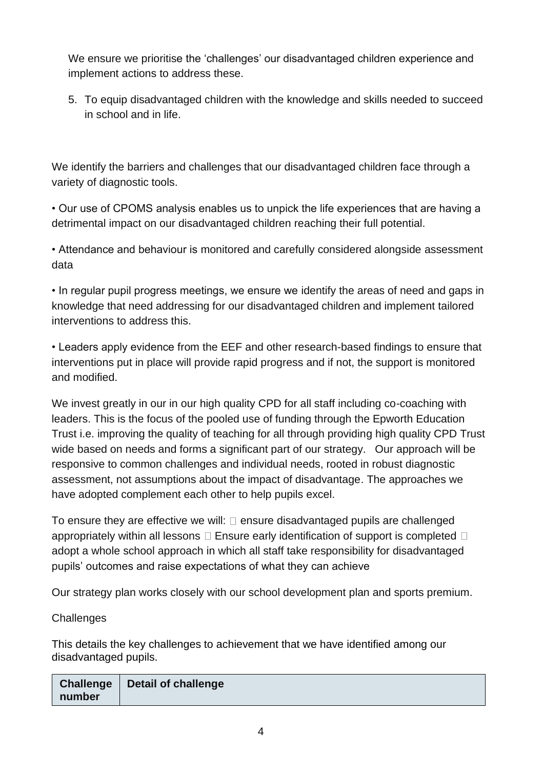We ensure we prioritise the 'challenges' our disadvantaged children experience and implement actions to address these.

5. To equip disadvantaged children with the knowledge and skills needed to succeed in school and in life.

We identify the barriers and challenges that our disadvantaged children face through a variety of diagnostic tools.

• Our use of CPOMS analysis enables us to unpick the life experiences that are having a detrimental impact on our disadvantaged children reaching their full potential.

• Attendance and behaviour is monitored and carefully considered alongside assessment data

• In regular pupil progress meetings, we ensure we identify the areas of need and gaps in knowledge that need addressing for our disadvantaged children and implement tailored interventions to address this.

• Leaders apply evidence from the EEF and other research-based findings to ensure that interventions put in place will provide rapid progress and if not, the support is monitored and modified.

We invest greatly in our in our high quality CPD for all staff including co-coaching with leaders. This is the focus of the pooled use of funding through the Epworth Education Trust i.e. improving the quality of teaching for all through providing high quality CPD Trust wide based on needs and forms a significant part of our strategy. Our approach will be responsive to common challenges and individual needs, rooted in robust diagnostic assessment, not assumptions about the impact of disadvantage. The approaches we have adopted complement each other to help pupils excel.

To ensure they are effective we will:  ensure disadvantaged pupils are challenged appropriately within all lessons  Ensure early identification of support is completed  adopt a whole school approach in which all staff take responsibility for disadvantaged pupils' outcomes and raise expectations of what they can achieve

Our strategy plan works closely with our school development plan and sports premium.

Challenges

This details the key challenges to achievement that we have identified among our disadvantaged pupils.

| Challenge number | Detail of challenge |
|---|---|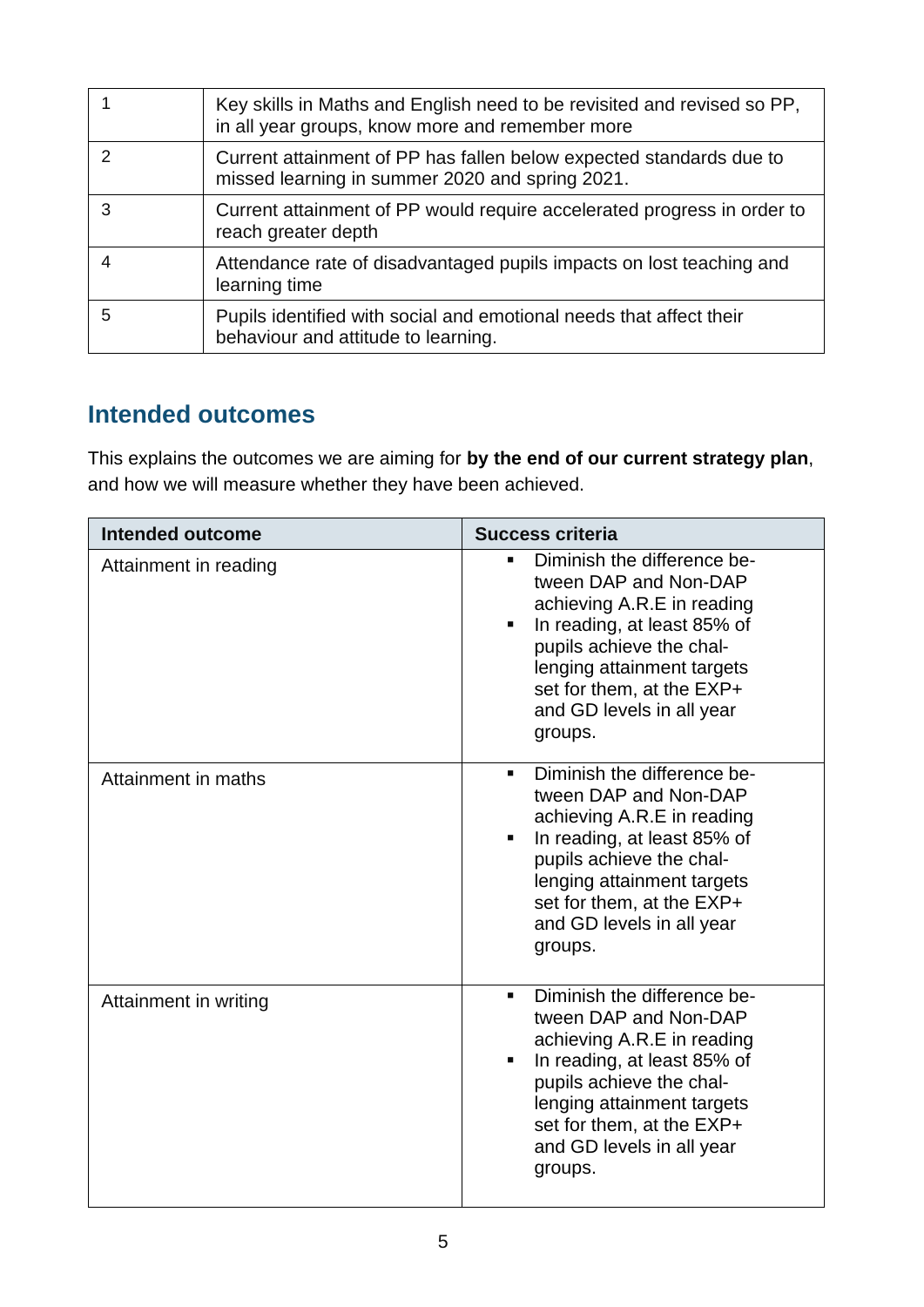| | |
|---|---|
| 1 | Key skills in Maths and English need to be revisited and revised so PP, in all year groups, know more and remember more |
| 2 | Current attainment of PP has fallen below expected standards due to missed learning in summer 2020 and spring 2021. |
| 3 | Current attainment of PP would require accelerated progress in order to reach greater depth |
| 4 | Attendance rate of disadvantaged pupils impacts on lost teaching and learning time |
| 5 | Pupils identified with social and emotional needs that affect their behaviour and attitude to learning. |

## Intended outcomes

This explains the outcomes we are aiming for **by the end of our current strategy plan**, and how we will measure whether they have been achieved.

| Intended outcome | Success criteria |
|---|---|
| Attainment in reading | ▪ Diminish the difference between DAP and Non-DAP achieving A.R.E in reading<br>▪ In reading, at least 85% of pupils achieve the challenging attainment targets set for them, at the EXP+ and GD levels in all year groups. |
| Attainment in maths | ▪ Diminish the difference between DAP and Non-DAP achieving A.R.E in reading<br>▪ In reading, at least 85% of pupils achieve the challenging attainment targets set for them, at the EXP+ and GD levels in all year groups. |
| Attainment in writing | ▪ Diminish the difference between DAP and Non-DAP achieving A.R.E in reading<br>▪ In reading, at least 85% of pupils achieve the challenging attainment targets set for them, at the EXP+ and GD levels in all year groups. |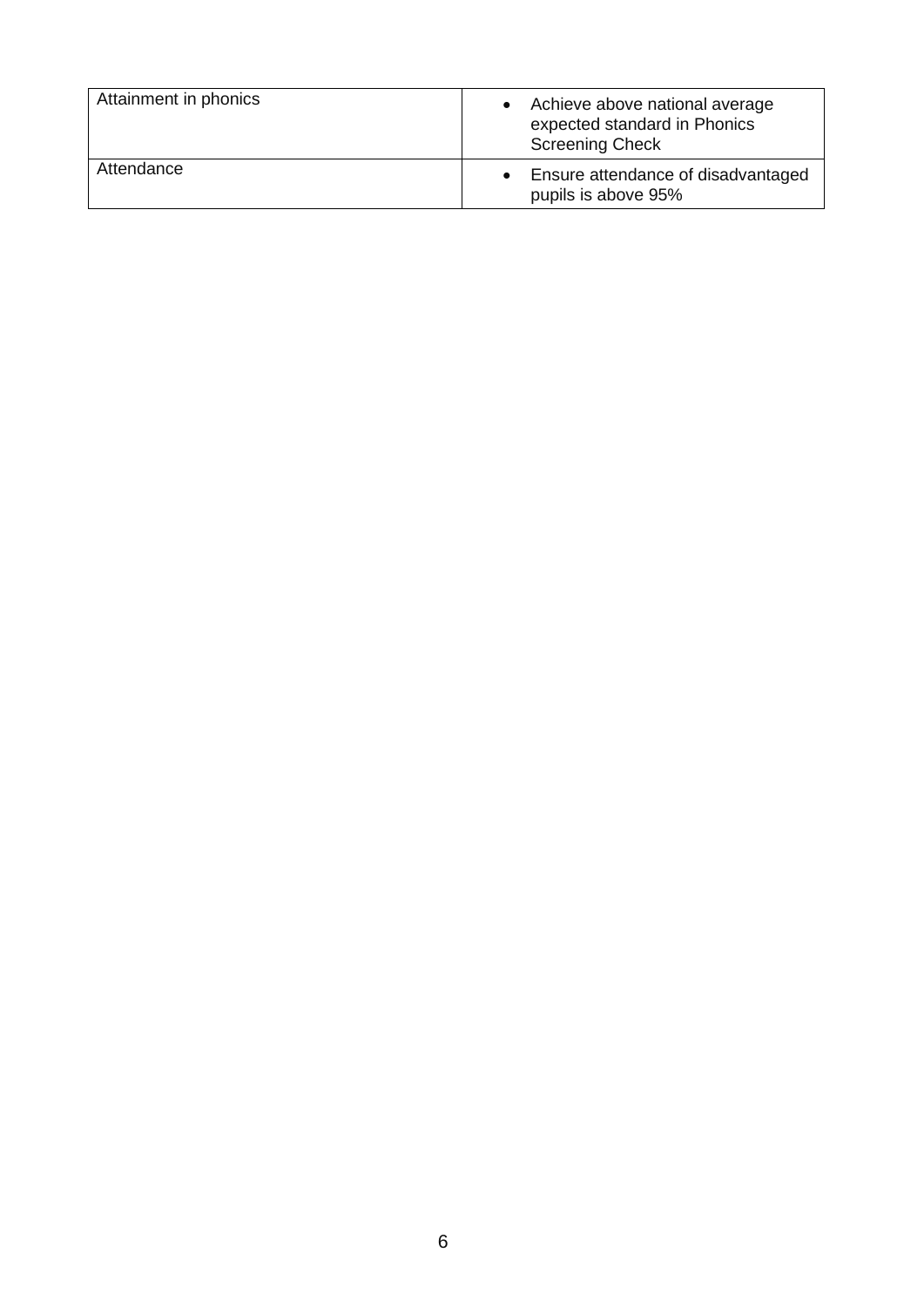| | |
|---|---|
| Attainment in phonics | • Achieve above national average expected standard in Phonics Screening Check |
| Attendance | • Ensure attendance of disadvantaged pupils is above 95% |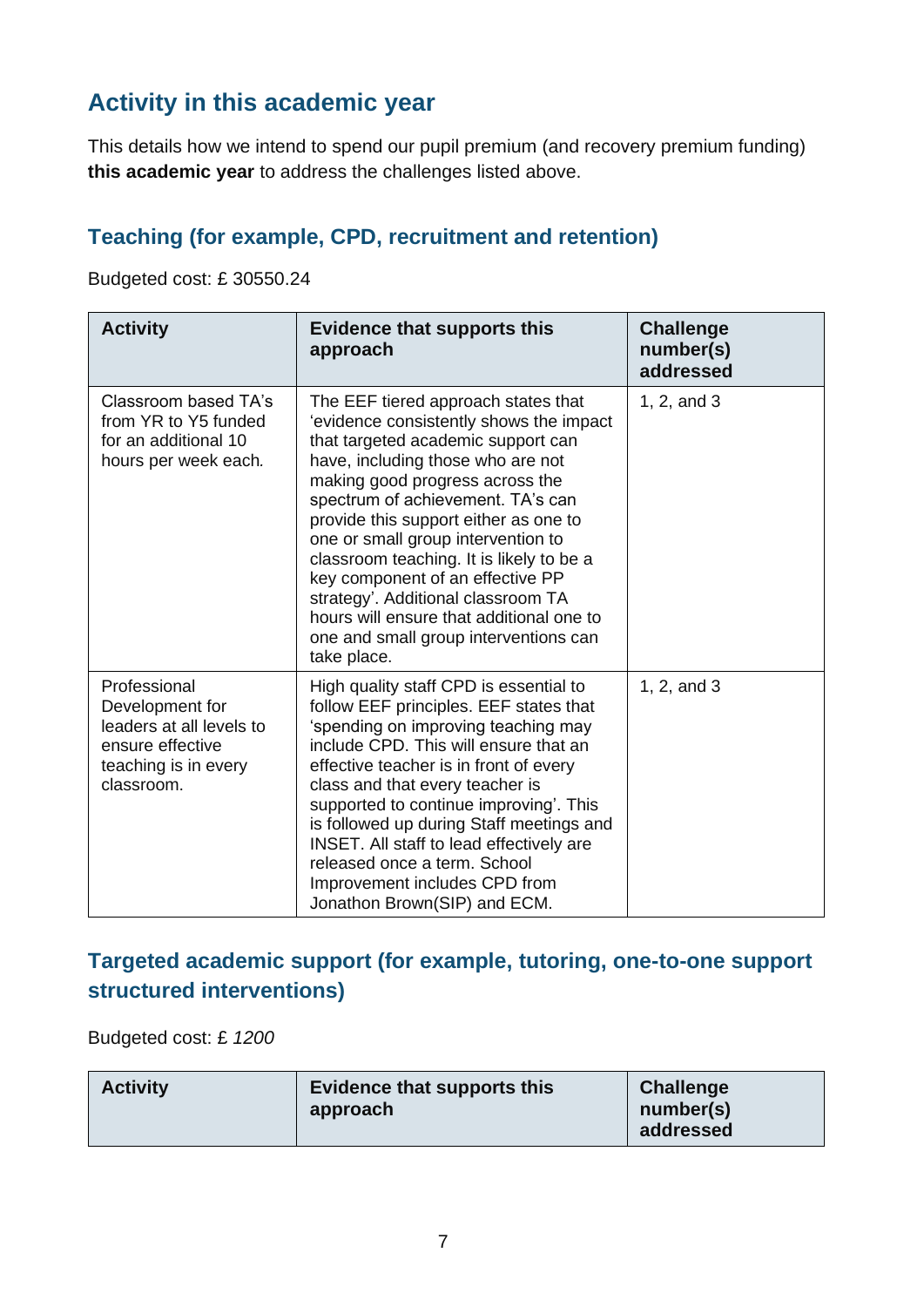## Activity in this academic year

This details how we intend to spend our pupil premium (and recovery premium funding) **this academic year** to address the challenges listed above.

### Teaching (for example, CPD, recruitment and retention)

Budgeted cost: £ 30550.24

| Activity | Evidence that supports this approach | Challenge number(s) addressed |
|---|---|---|
| Classroom based TA's from YR to Y5 funded for an additional 10 hours per week each. | The EEF tiered approach states that 'evidence consistently shows the impact that targeted academic support can have, including those who are not making good progress across the spectrum of achievement. TA's can provide this support either as one to one or small group intervention to classroom teaching. It is likely to be a key component of an effective PP strategy'. Additional classroom TA hours will ensure that additional one to one and small group interventions can take place. | 1, 2, and 3 |
| Professional Development for leaders at all levels to ensure effective teaching is in every classroom. | High quality staff CPD is essential to follow EEF principles. EEF states that 'spending on improving teaching may include CPD. This will ensure that an effective teacher is in front of every class and that every teacher is supported to continue improving'. This is followed up during Staff meetings and INSET. All staff to lead effectively are released once a term. School Improvement includes CPD from Jonathon Brown(SIP) and ECM. | 1, 2, and 3 |

### Targeted academic support (for example, tutoring, one-to-one support structured interventions)

Budgeted cost: £ *1200*

| Activity | Evidence that supports this approach | Challenge number(s) addressed |
|---|---|---|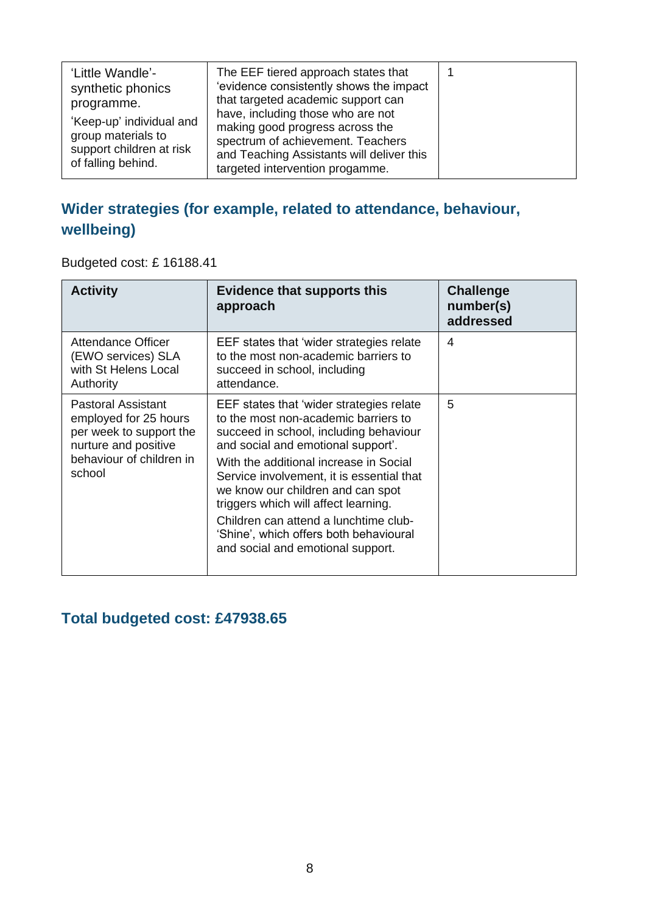| 'Little Wandle'- synthetic phonics programme. 'Keep-up' individual and group materials to support children at risk of falling behind. | The EEF tiered approach states that 'evidence consistently shows the impact that targeted academic support can have, including those who are not making good progress across the spectrum of achievement. Teachers and Teaching Assistants will deliver this targeted intervention progamme. | 1 |
|---|---|---|

## Wider strategies (for example, related to attendance, behaviour, wellbeing)

Budgeted cost: £ 16188.41

| Activity | Evidence that supports this approach | Challenge number(s) addressed |
|---|---|---|
| Attendance Officer (EWO services) SLA with St Helens Local Authority | EEF states that 'wider strategies relate to the most non-academic barriers to succeed in school, including attendance. | 4 |
| Pastoral Assistant employed for 25 hours per week to support the nurture and positive behaviour of children in school | EEF states that 'wider strategies relate to the most non-academic barriers to succeed in school, including behaviour and social and emotional support'. With the additional increase in Social Service involvement, it is essential that we know our children and can spot triggers which will affect learning. Children can attend a lunchtime club- 'Shine', which offers both behavioural and social and emotional support. | 5 |

## Total budgeted cost: £47938.65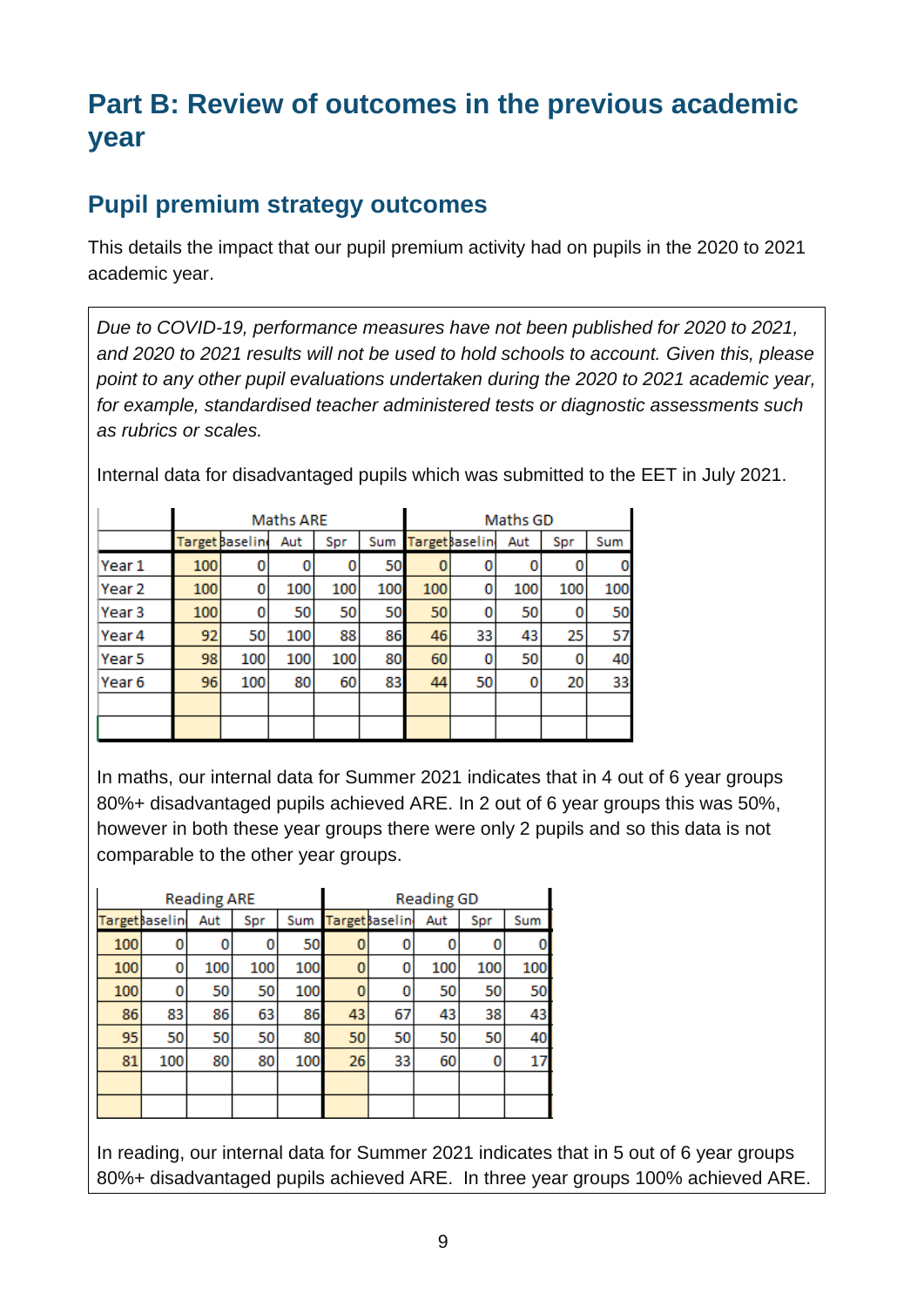# Part B: Review of outcomes in the previous academic year

## Pupil premium strategy outcomes

This details the impact that our pupil premium activity had on pupils in the 2020 to 2021 academic year.

*Due to COVID-19, performance measures have not been published for 2020 to 2021, and 2020 to 2021 results will not be used to hold schools to account. Given this, please point to any other pupil evaluations undertaken during the 2020 to 2021 academic year, for example, standardised teacher administered tests or diagnostic assessments such as rubrics or scales.*

Internal data for disadvantaged pupils which was submitted to the EET in July 2021.

| | Maths ARE | | | | | Maths GD | | | | |
|---|---|---|---|---|---|---|---|---|---|---|
| | Target | Baseline | Aut | Spr | Sum | Target | Baseline | Aut | Spr | Sum |
| Year 1 | 100 | 0 | 0 | 0 | 50 | 0 | 0 | 0 | 0 | 0 |
| Year 2 | 100 | 0 | 100 | 100 | 100 | 100 | 0 | 100 | 100 | 100 |
| Year 3 | 100 | 0 | 50 | 50 | 50 | 50 | 0 | 50 | 0 | 50 |
| Year 4 | 92 | 50 | 100 | 88 | 86 | 46 | 33 | 43 | 25 | 57 |
| Year 5 | 98 | 100 | 100 | 100 | 80 | 60 | 0 | 50 | 0 | 40 |
| Year 6 | 96 | 100 | 80 | 60 | 83 | 44 | 50 | 0 | 20 | 33 |
| | | | | | | | | | | |
| | | | | | | | | | | |

In maths, our internal data for Summer 2021 indicates that in 4 out of 6 year groups 80%+ disadvantaged pupils achieved ARE. In 2 out of 6 year groups this was 50%, however in both these year groups there were only 2 pupils and so this data is not comparable to the other year groups.

| Reading ARE | | | | | Reading GD | | | | |
|---|---|---|---|---|---|---|---|---|---|
| Target | Baseline | Aut | Spr | Sum | Target | Baseline | Aut | Spr | Sum |
| 100 | 0 | 0 | 0 | 50 | 0 | 0 | 0 | 0 | 0 |
| 100 | 0 | 100 | 100 | 100 | 0 | 0 | 100 | 100 | 100 |
| 100 | 0 | 50 | 50 | 100 | 0 | 0 | 50 | 50 | 50 |
| 86 | 83 | 86 | 63 | 86 | 43 | 67 | 43 | 38 | 43 |
| 95 | 50 | 50 | 50 | 80 | 50 | 50 | 50 | 50 | 40 |
| 81 | 100 | 80 | 80 | 100 | 26 | 33 | 60 | 0 | 17 |
| | | | | | | | | | |
| | | | | | | | | | |

In reading, our internal data for Summer 2021 indicates that in 5 out of 6 year groups 80%+ disadvantaged pupils achieved ARE. In three year groups 100% achieved ARE.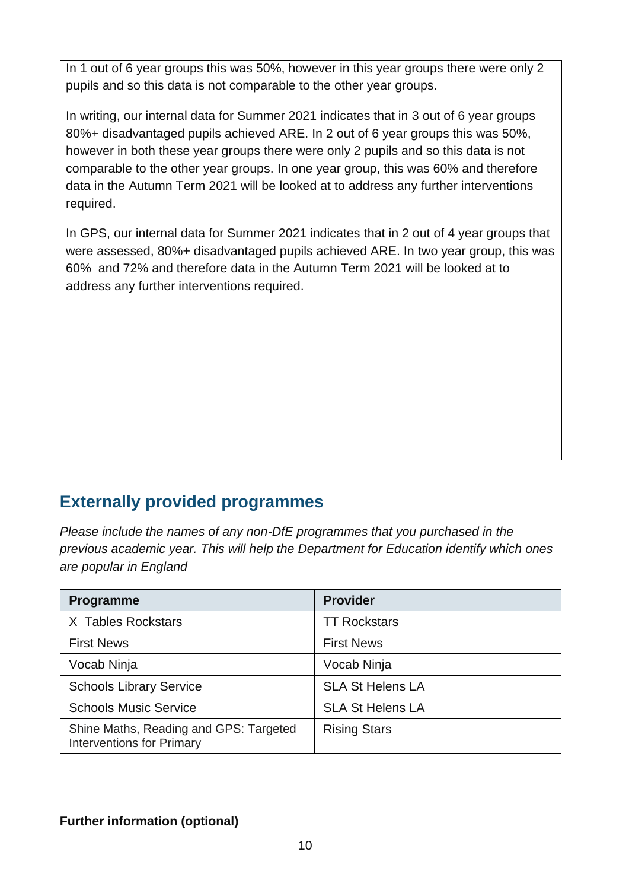In 1 out of 6 year groups this was 50%, however in this year groups there were only 2 pupils and so this data is not comparable to the other year groups.

In writing, our internal data for Summer 2021 indicates that in 3 out of 6 year groups 80%+ disadvantaged pupils achieved ARE. In 2 out of 6 year groups this was 50%, however in both these year groups there were only 2 pupils and so this data is not comparable to the other year groups. In one year group, this was 60% and therefore data in the Autumn Term 2021 will be looked at to address any further interventions required.

In GPS, our internal data for Summer 2021 indicates that in 2 out of 4 year groups that were assessed, 80%+ disadvantaged pupils achieved ARE. In two year group, this was 60% and 72% and therefore data in the Autumn Term 2021 will be looked at to address any further interventions required.

## Externally provided programmes

*Please include the names of any non-DfE programmes that you purchased in the previous academic year. This will help the Department for Education identify which ones are popular in England*

| Programme | Provider |
|---|---|
| X Tables Rockstars | TT Rockstars |
| First News | First News |
| Vocab Ninja | Vocab Ninja |
| Schools Library Service | SLA St Helens LA |
| Schools Music Service | SLA St Helens LA |
| Shine Maths, Reading and GPS: Targeted Interventions for Primary | Rising Stars |

**Further information (optional)**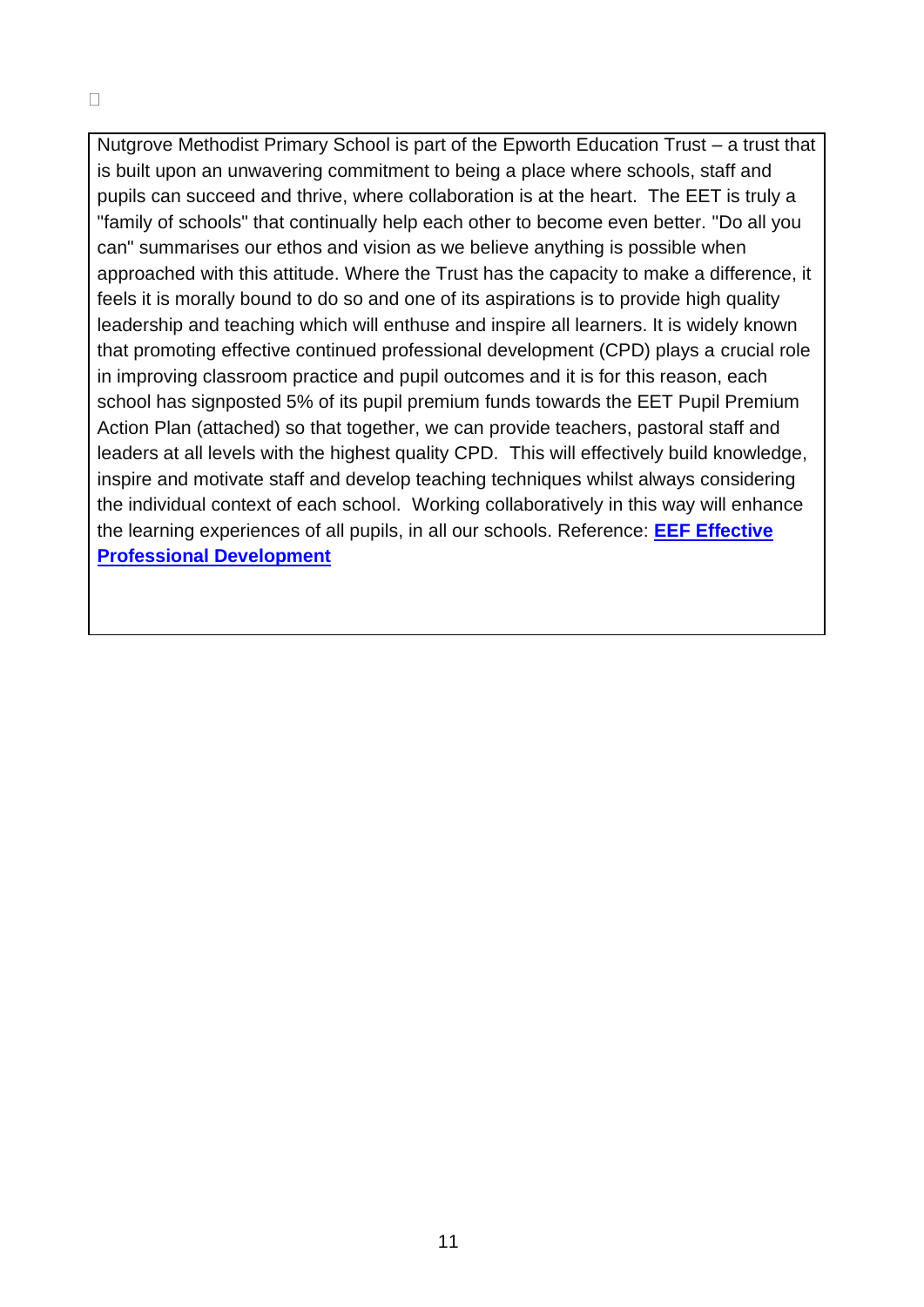Nutgrove Methodist Primary School is part of the Epworth Education Trust – a trust that is built upon an unwavering commitment to being a place where schools, staff and pupils can succeed and thrive, where collaboration is at the heart. The EET is truly a "family of schools" that continually help each other to become even better. "Do all you can" summarises our ethos and vision as we believe anything is possible when approached with this attitude. Where the Trust has the capacity to make a difference, it feels it is morally bound to do so and one of its aspirations is to provide high quality leadership and teaching which will enthuse and inspire all learners. It is widely known that promoting effective continued professional development (CPD) plays a crucial role in improving classroom practice and pupil outcomes and it is for this reason, each school has signposted 5% of its pupil premium funds towards the EET Pupil Premium Action Plan (attached) so that together, we can provide teachers, pastoral staff and leaders at all levels with the highest quality CPD. This will effectively build knowledge, inspire and motivate staff and develop teaching techniques whilst always considering the individual context of each school. Working collaboratively in this way will enhance the learning experiences of all pupils, in all our schools. Reference: **EEF Effective Professional Development**